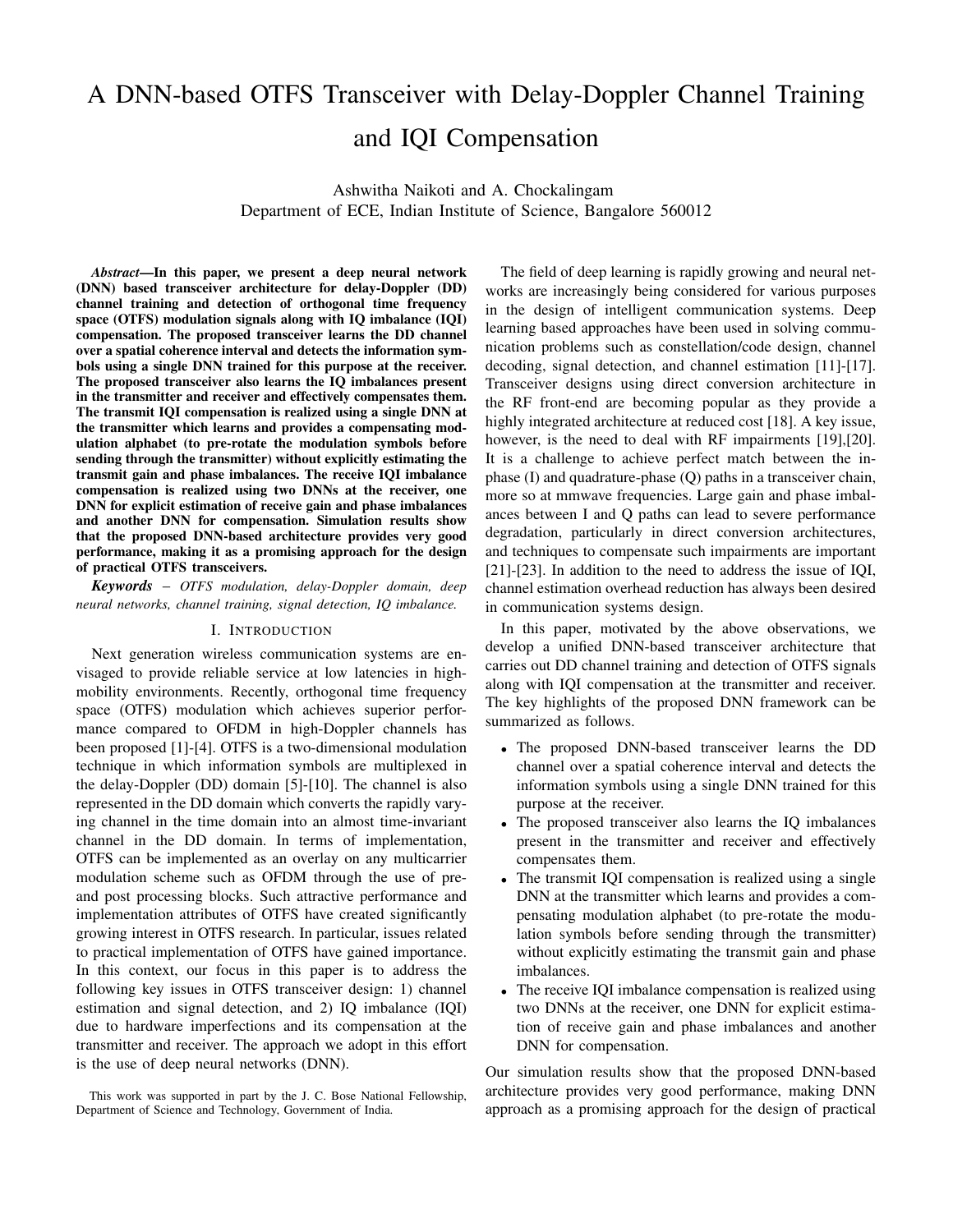# A DNN-based OTFS Transceiver with Delay-Doppler Channel Training and IQI Compensation

Ashwitha Naikoti and A. Chockalingam
Department of ECE, Indian Institute of Science, Bangalore 560012

***Abstract*—In this paper, we present a deep neural network (DNN) based transceiver architecture for delay-Doppler (DD) channel training and detection of orthogonal time frequency space (OTFS) modulation signals along with IQ imbalance (IQI) compensation. The proposed transceiver learns the DD channel over a spatial coherence interval and detects the information symbols using a single DNN trained for this purpose at the receiver. The proposed transceiver also learns the IQ imbalances present in the transmitter and receiver and effectively compensates them. The transmit IQI compensation is realized using a single DNN at the transmitter which learns and provides a compensating modulation alphabet (to pre-rotate the modulation symbols before sending through the transmitter) without explicitly estimating the transmit gain and phase imbalances. The receive IQI imbalance compensation is realized using two DNNs at the receiver, one DNN for explicit estimation of receive gain and phase imbalances and another DNN for compensation. Simulation results show that the proposed DNN-based architecture provides very good performance, making it as a promising approach for the design of practical OTFS transceivers.**

***Keywords*** – *OTFS modulation, delay-Doppler domain, deep neural networks, channel training, signal detection, IQ imbalance.*

## I. Introduction

Next generation wireless communication systems are envisaged to provide reliable service at low latencies in high-mobility environments. Recently, orthogonal time frequency space (OTFS) modulation which achieves superior performance compared to OFDM in high-Doppler channels has been proposed [1]-[4]. OTFS is a two-dimensional modulation technique in which information symbols are multiplexed in the delay-Doppler (DD) domain [5]-[10]. The channel is also represented in the DD domain which converts the rapidly varying channel in the time domain into an almost time-invariant channel in the DD domain. In terms of implementation, OTFS can be implemented as an overlay on any multicarrier modulation scheme such as OFDM through the use of pre- and post processing blocks. Such attractive performance and implementation attributes of OTFS have created significantly growing interest in OTFS research. In particular, issues related to practical implementation of OTFS have gained importance. In this context, our focus in this paper is to address the following key issues in OTFS transceiver design: 1) channel estimation and signal detection, and 2) IQ imbalance (IQI) due to hardware imperfections and its compensation at the transmitter and receiver. The approach we adopt in this effort is the use of deep neural networks (DNN).

This work was supported in part by the J. C. Bose National Fellowship, Department of Science and Technology, Government of India.

The field of deep learning is rapidly growing and neural networks are increasingly being considered for various purposes in the design of intelligent communication systems. Deep learning based approaches have been used in solving communication problems such as constellation/code design, channel decoding, signal detection, and channel estimation [11]-[17]. Transceiver designs using direct conversion architecture in the RF front-end are becoming popular as they provide a highly integrated architecture at reduced cost [18]. A key issue, however, is the need to deal with RF impairments [19],[20]. It is a challenge to achieve perfect match between the in-phase (I) and quadrature-phase (Q) paths in a transceiver chain, more so at mmwave frequencies. Large gain and phase imbalances between I and Q paths can lead to severe performance degradation, particularly in direct conversion architectures, and techniques to compensate such impairments are important [21]-[23]. In addition to the need to address the issue of IQI, channel estimation overhead reduction has always been desired in communication systems design.

In this paper, motivated by the above observations, we develop a unified DNN-based transceiver architecture that carries out DD channel training and detection of OTFS signals along with IQI compensation at the transmitter and receiver. The key highlights of the proposed DNN framework can be summarized as follows.

- The proposed DNN-based transceiver learns the DD channel over a spatial coherence interval and detects the information symbols using a single DNN trained for this purpose at the receiver.
- The proposed transceiver also learns the IQ imbalances present in the transmitter and receiver and effectively compensates them.
- The transmit IQI compensation is realized using a single DNN at the transmitter which learns and provides a compensating modulation alphabet (to pre-rotate the modulation symbols before sending through the transmitter) without explicitly estimating the transmit gain and phase imbalances.
- The receive IQI imbalance compensation is realized using two DNNs at the receiver, one DNN for explicit estimation of receive gain and phase imbalances and another DNN for compensation.

Our simulation results show that the proposed DNN-based architecture provides very good performance, making DNN approach as a promising approach for the design of practical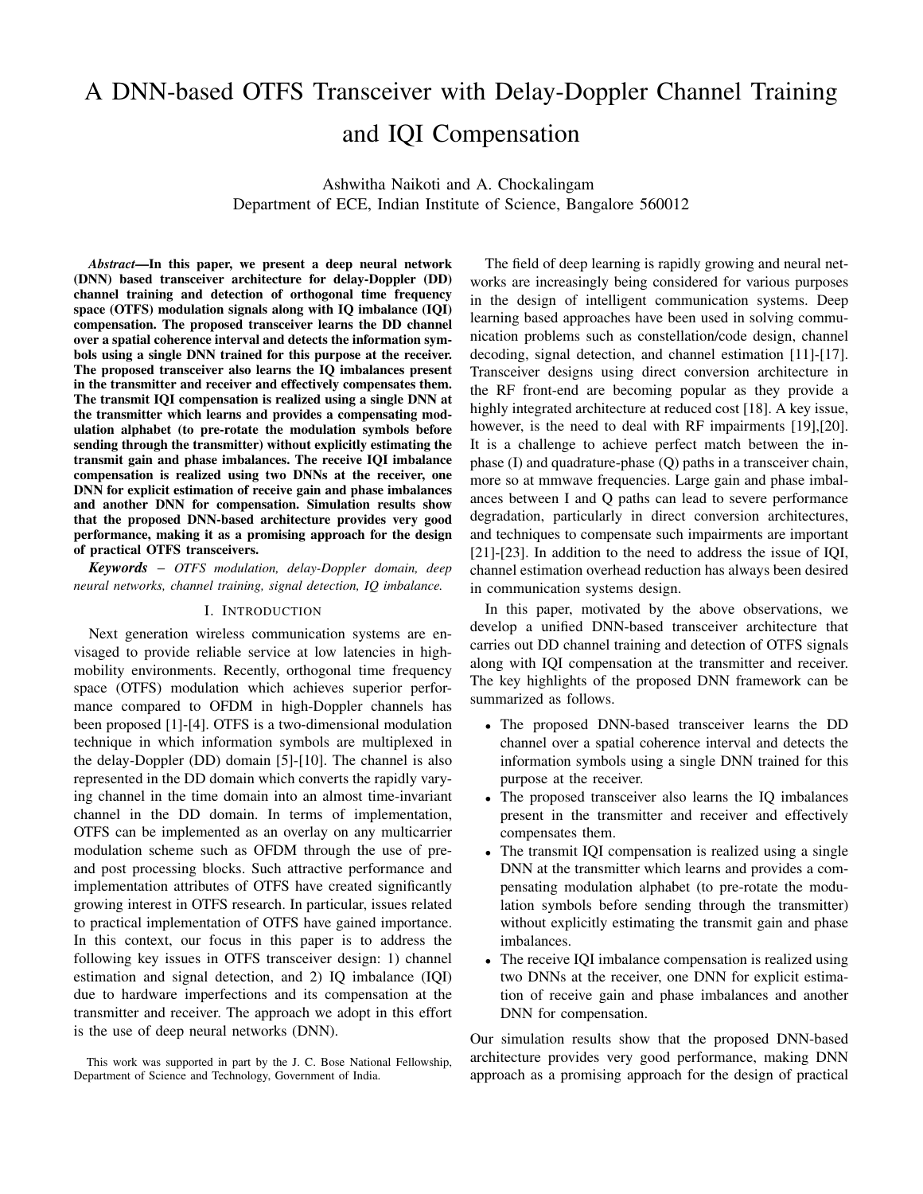# A DNN-based OTFS Transceiver with Delay-Doppler Channel Training and IQI Compensation

Ashwitha Naikoti and A. Chockalingam
Department of ECE, Indian Institute of Science, Bangalore 560012

***Abstract*—In this paper, we present a deep neural network (DNN) based transceiver architecture for delay-Doppler (DD) channel training and detection of orthogonal time frequency space (OTFS) modulation signals along with IQ imbalance (IQI) compensation. The proposed transceiver learns the DD channel over a spatial coherence interval and detects the information symbols using a single DNN trained for this purpose at the receiver. The proposed transceiver also learns the IQ imbalances present in the transmitter and receiver and effectively compensates them. The transmit IQI compensation is realized using a single DNN at the transmitter which learns and provides a compensating modulation alphabet (to pre-rotate the modulation symbols before sending through the transmitter) without explicitly estimating the transmit gain and phase imbalances. The receive IQI imbalance compensation is realized using two DNNs at the receiver, one DNN for explicit estimation of receive gain and phase imbalances and another DNN for compensation. Simulation results show that the proposed DNN-based architecture provides very good performance, making it as a promising approach for the design of practical OTFS transceivers.**

***Keywords*** – *OTFS modulation, delay-Doppler domain, deep neural networks, channel training, signal detection, IQ imbalance.*

## I. Introduction

Next generation wireless communication systems are envisaged to provide reliable service at low latencies in high-mobility environments. Recently, orthogonal time frequency space (OTFS) modulation which achieves superior performance compared to OFDM in high-Doppler channels has been proposed [1]-[4]. OTFS is a two-dimensional modulation technique in which information symbols are multiplexed in the delay-Doppler (DD) domain [5]-[10]. The channel is also represented in the DD domain which converts the rapidly varying channel in the time domain into an almost time-invariant channel in the DD domain. In terms of implementation, OTFS can be implemented as an overlay on any multicarrier modulation scheme such as OFDM through the use of pre- and post processing blocks. Such attractive performance and implementation attributes of OTFS have created significantly growing interest in OTFS research. In particular, issues related to practical implementation of OTFS have gained importance. In this context, our focus in this paper is to address the following key issues in OTFS transceiver design: 1) channel estimation and signal detection, and 2) IQ imbalance (IQI) due to hardware imperfections and its compensation at the transmitter and receiver. The approach we adopt in this effort is the use of deep neural networks (DNN).

This work was supported in part by the J. C. Bose National Fellowship, Department of Science and Technology, Government of India.

The field of deep learning is rapidly growing and neural networks are increasingly being considered for various purposes in the design of intelligent communication systems. Deep learning based approaches have been used in solving communication problems such as constellation/code design, channel decoding, signal detection, and channel estimation [11]-[17]. Transceiver designs using direct conversion architecture in the RF front-end are becoming popular as they provide a highly integrated architecture at reduced cost [18]. A key issue, however, is the need to deal with RF impairments [19],[20]. It is a challenge to achieve perfect match between the in-phase (I) and quadrature-phase (Q) paths in a transceiver chain, more so at mmwave frequencies. Large gain and phase imbalances between I and Q paths can lead to severe performance degradation, particularly in direct conversion architectures, and techniques to compensate such impairments are important [21]-[23]. In addition to the need to address the issue of IQI, channel estimation overhead reduction has always been desired in communication systems design.

In this paper, motivated by the above observations, we develop a unified DNN-based transceiver architecture that carries out DD channel training and detection of OTFS signals along with IQI compensation at the transmitter and receiver. The key highlights of the proposed DNN framework can be summarized as follows.

- The proposed DNN-based transceiver learns the DD channel over a spatial coherence interval and detects the information symbols using a single DNN trained for this purpose at the receiver.
- The proposed transceiver also learns the IQ imbalances present in the transmitter and receiver and effectively compensates them.
- The transmit IQI compensation is realized using a single DNN at the transmitter which learns and provides a compensating modulation alphabet (to pre-rotate the modulation symbols before sending through the transmitter) without explicitly estimating the transmit gain and phase imbalances.
- The receive IQI imbalance compensation is realized using two DNNs at the receiver, one DNN for explicit estimation of receive gain and phase imbalances and another DNN for compensation.

Our simulation results show that the proposed DNN-based architecture provides very good performance, making DNN approach as a promising approach for the design of practical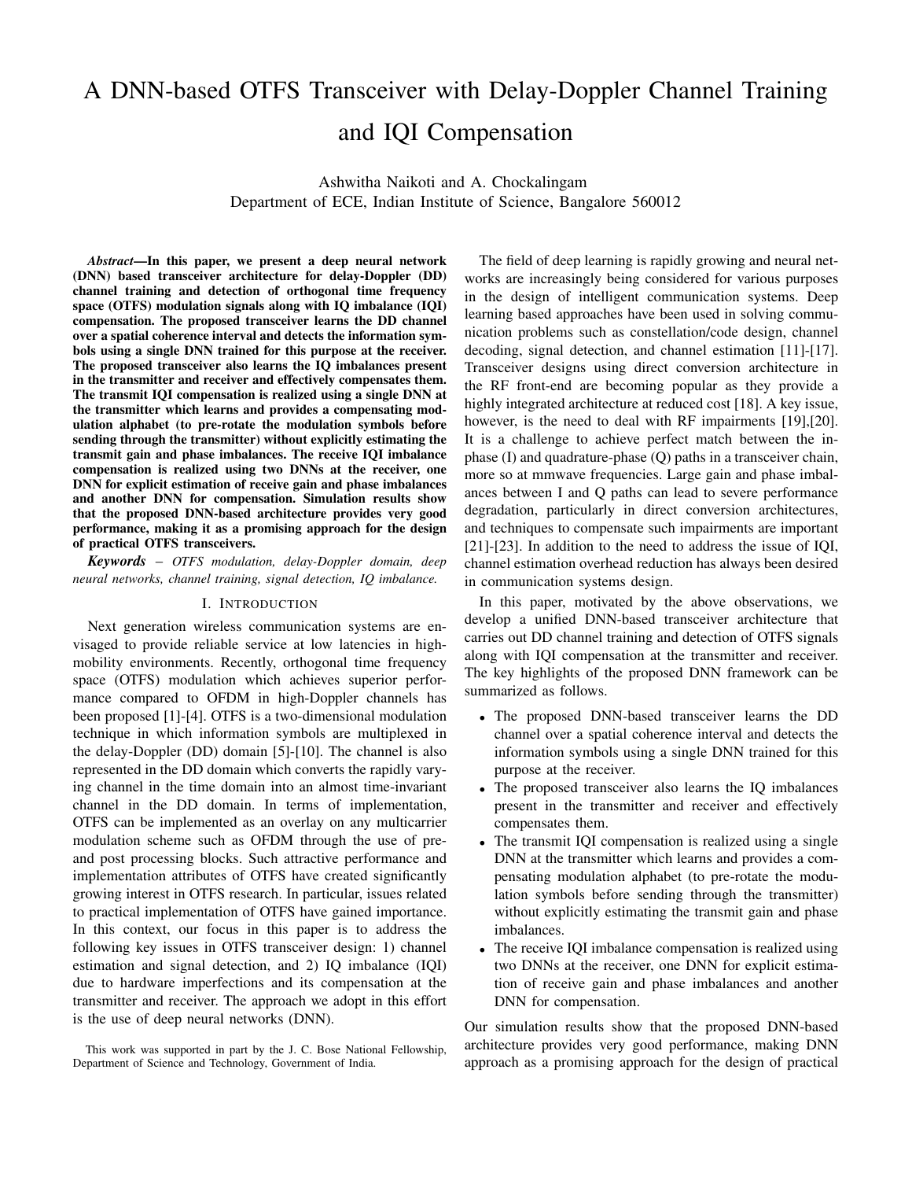# A DNN-based OTFS Transceiver with Delay-Doppler Channel Training and IQI Compensation

Ashwitha Naikoti and A. Chockalingam
Department of ECE, Indian Institute of Science, Bangalore 560012

***Abstract*—In this paper, we present a deep neural network (DNN) based transceiver architecture for delay-Doppler (DD) channel training and detection of orthogonal time frequency space (OTFS) modulation signals along with IQ imbalance (IQI) compensation. The proposed transceiver learns the DD channel over a spatial coherence interval and detects the information symbols using a single DNN trained for this purpose at the receiver. The proposed transceiver also learns the IQ imbalances present in the transmitter and receiver and effectively compensates them. The transmit IQI compensation is realized using a single DNN at the transmitter which learns and provides a compensating modulation alphabet (to pre-rotate the modulation symbols before sending through the transmitter) without explicitly estimating the transmit gain and phase imbalances. The receive IQI imbalance compensation is realized using two DNNs at the receiver, one DNN for explicit estimation of receive gain and phase imbalances and another DNN for compensation. Simulation results show that the proposed DNN-based architecture provides very good performance, making it as a promising approach for the design of practical OTFS transceivers.**

***Keywords*** – *OTFS modulation, delay-Doppler domain, deep neural networks, channel training, signal detection, IQ imbalance.*

## I. Introduction

Next generation wireless communication systems are envisaged to provide reliable service at low latencies in high-mobility environments. Recently, orthogonal time frequency space (OTFS) modulation which achieves superior performance compared to OFDM in high-Doppler channels has been proposed [1]-[4]. OTFS is a two-dimensional modulation technique in which information symbols are multiplexed in the delay-Doppler (DD) domain [5]-[10]. The channel is also represented in the DD domain which converts the rapidly varying channel in the time domain into an almost time-invariant channel in the DD domain. In terms of implementation, OTFS can be implemented as an overlay on any multicarrier modulation scheme such as OFDM through the use of pre- and post processing blocks. Such attractive performance and implementation attributes of OTFS have created significantly growing interest in OTFS research. In particular, issues related to practical implementation of OTFS have gained importance. In this context, our focus in this paper is to address the following key issues in OTFS transceiver design: 1) channel estimation and signal detection, and 2) IQ imbalance (IQI) due to hardware imperfections and its compensation at the transmitter and receiver. The approach we adopt in this effort is the use of deep neural networks (DNN).

This work was supported in part by the J. C. Bose National Fellowship, Department of Science and Technology, Government of India.

The field of deep learning is rapidly growing and neural networks are increasingly being considered for various purposes in the design of intelligent communication systems. Deep learning based approaches have been used in solving communication problems such as constellation/code design, channel decoding, signal detection, and channel estimation [11]-[17]. Transceiver designs using direct conversion architecture in the RF front-end are becoming popular as they provide a highly integrated architecture at reduced cost [18]. A key issue, however, is the need to deal with RF impairments [19],[20]. It is a challenge to achieve perfect match between the in-phase (I) and quadrature-phase (Q) paths in a transceiver chain, more so at mmwave frequencies. Large gain and phase imbalances between I and Q paths can lead to severe performance degradation, particularly in direct conversion architectures, and techniques to compensate such impairments are important [21]-[23]. In addition to the need to address the issue of IQI, channel estimation overhead reduction has always been desired in communication systems design.

In this paper, motivated by the above observations, we develop a unified DNN-based transceiver architecture that carries out DD channel training and detection of OTFS signals along with IQI compensation at the transmitter and receiver. The key highlights of the proposed DNN framework can be summarized as follows.

- The proposed DNN-based transceiver learns the DD channel over a spatial coherence interval and detects the information symbols using a single DNN trained for this purpose at the receiver.
- The proposed transceiver also learns the IQ imbalances present in the transmitter and receiver and effectively compensates them.
- The transmit IQI compensation is realized using a single DNN at the transmitter which learns and provides a compensating modulation alphabet (to pre-rotate the modulation symbols before sending through the transmitter) without explicitly estimating the transmit gain and phase imbalances.
- The receive IQI imbalance compensation is realized using two DNNs at the receiver, one DNN for explicit estimation of receive gain and phase imbalances and another DNN for compensation.

Our simulation results show that the proposed DNN-based architecture provides very good performance, making DNN approach as a promising approach for the design of practical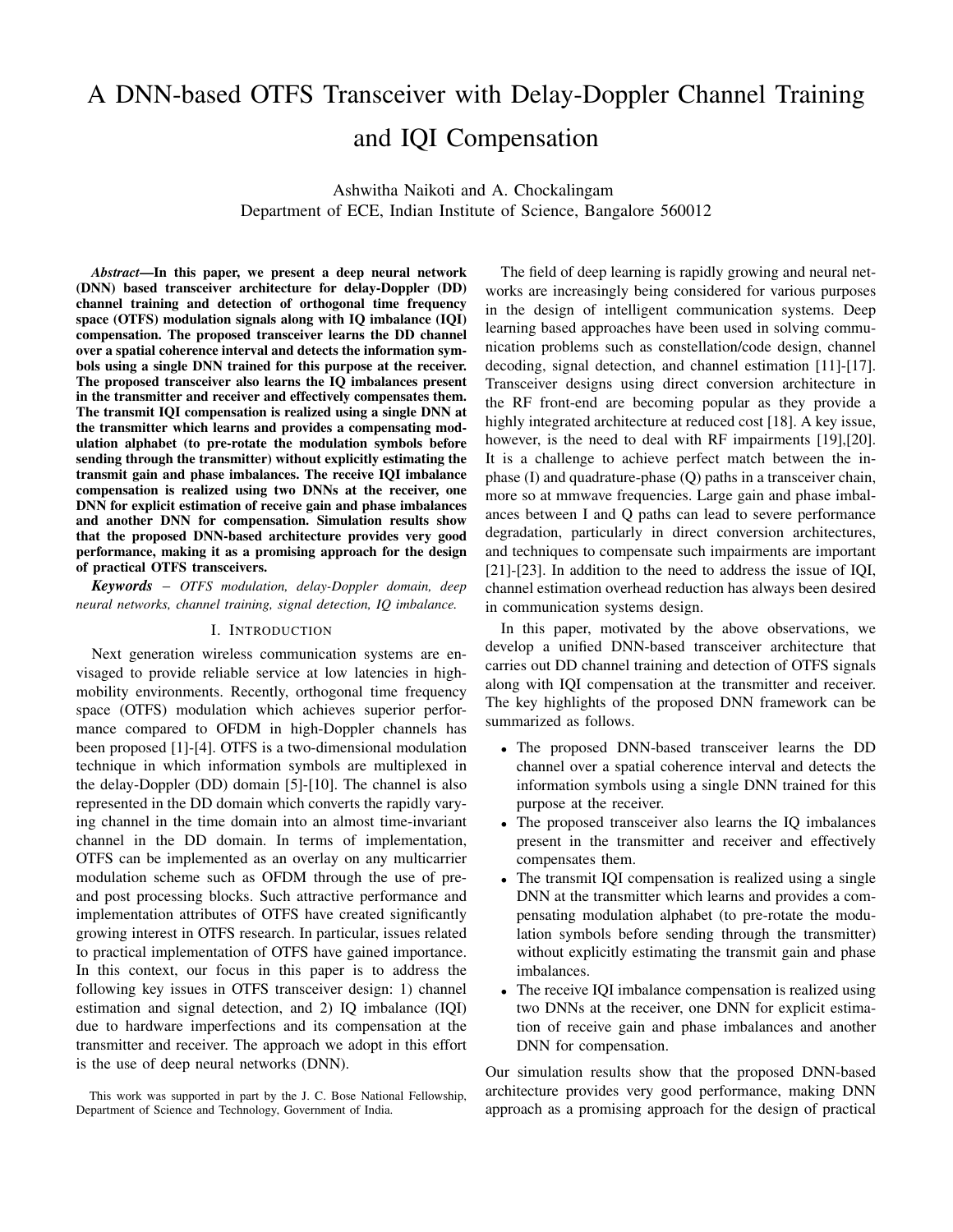# A DNN-based OTFS Transceiver with Delay-Doppler Channel Training and IQI Compensation

Ashwitha Naikoti and A. Chockalingam
Department of ECE, Indian Institute of Science, Bangalore 560012

***Abstract*—In this paper, we present a deep neural network (DNN) based transceiver architecture for delay-Doppler (DD) channel training and detection of orthogonal time frequency space (OTFS) modulation signals along with IQ imbalance (IQI) compensation. The proposed transceiver learns the DD channel over a spatial coherence interval and detects the information symbols using a single DNN trained for this purpose at the receiver. The proposed transceiver also learns the IQ imbalances present in the transmitter and receiver and effectively compensates them. The transmit IQI compensation is realized using a single DNN at the transmitter which learns and provides a compensating modulation alphabet (to pre-rotate the modulation symbols before sending through the transmitter) without explicitly estimating the transmit gain and phase imbalances. The receive IQI imbalance compensation is realized using two DNNs at the receiver, one DNN for explicit estimation of receive gain and phase imbalances and another DNN for compensation. Simulation results show that the proposed DNN-based architecture provides very good performance, making it as a promising approach for the design of practical OTFS transceivers.**

***Keywords*** – *OTFS modulation, delay-Doppler domain, deep neural networks, channel training, signal detection, IQ imbalance.*

## I. Introduction

Next generation wireless communication systems are envisaged to provide reliable service at low latencies in high-mobility environments. Recently, orthogonal time frequency space (OTFS) modulation which achieves superior performance compared to OFDM in high-Doppler channels has been proposed [1]-[4]. OTFS is a two-dimensional modulation technique in which information symbols are multiplexed in the delay-Doppler (DD) domain [5]-[10]. The channel is also represented in the DD domain which converts the rapidly varying channel in the time domain into an almost time-invariant channel in the DD domain. In terms of implementation, OTFS can be implemented as an overlay on any multicarrier modulation scheme such as OFDM through the use of pre- and post processing blocks. Such attractive performance and implementation attributes of OTFS have created significantly growing interest in OTFS research. In particular, issues related to practical implementation of OTFS have gained importance. In this context, our focus in this paper is to address the following key issues in OTFS transceiver design: 1) channel estimation and signal detection, and 2) IQ imbalance (IQI) due to hardware imperfections and its compensation at the transmitter and receiver. The approach we adopt in this effort is the use of deep neural networks (DNN).

This work was supported in part by the J. C. Bose National Fellowship, Department of Science and Technology, Government of India.

The field of deep learning is rapidly growing and neural networks are increasingly being considered for various purposes in the design of intelligent communication systems. Deep learning based approaches have been used in solving communication problems such as constellation/code design, channel decoding, signal detection, and channel estimation [11]-[17]. Transceiver designs using direct conversion architecture in the RF front-end are becoming popular as they provide a highly integrated architecture at reduced cost [18]. A key issue, however, is the need to deal with RF impairments [19],[20]. It is a challenge to achieve perfect match between the in-phase (I) and quadrature-phase (Q) paths in a transceiver chain, more so at mmwave frequencies. Large gain and phase imbalances between I and Q paths can lead to severe performance degradation, particularly in direct conversion architectures, and techniques to compensate such impairments are important [21]-[23]. In addition to the need to address the issue of IQI, channel estimation overhead reduction has always been desired in communication systems design.

In this paper, motivated by the above observations, we develop a unified DNN-based transceiver architecture that carries out DD channel training and detection of OTFS signals along with IQI compensation at the transmitter and receiver. The key highlights of the proposed DNN framework can be summarized as follows.

- The proposed DNN-based transceiver learns the DD channel over a spatial coherence interval and detects the information symbols using a single DNN trained for this purpose at the receiver.
- The proposed transceiver also learns the IQ imbalances present in the transmitter and receiver and effectively compensates them.
- The transmit IQI compensation is realized using a single DNN at the transmitter which learns and provides a compensating modulation alphabet (to pre-rotate the modulation symbols before sending through the transmitter) without explicitly estimating the transmit gain and phase imbalances.
- The receive IQI imbalance compensation is realized using two DNNs at the receiver, one DNN for explicit estimation of receive gain and phase imbalances and another DNN for compensation.

Our simulation results show that the proposed DNN-based architecture provides very good performance, making DNN approach as a promising approach for the design of practical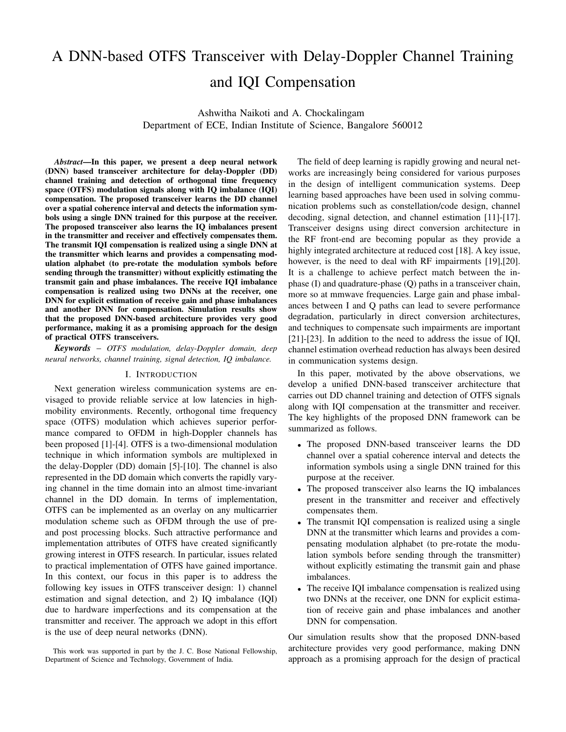# A DNN-based OTFS Transceiver with Delay-Doppler Channel Training and IQI Compensation

Ashwitha Naikoti and A. Chockalingam
Department of ECE, Indian Institute of Science, Bangalore 560012

***Abstract*—In this paper, we present a deep neural network (DNN) based transceiver architecture for delay-Doppler (DD) channel training and detection of orthogonal time frequency space (OTFS) modulation signals along with IQ imbalance (IQI) compensation. The proposed transceiver learns the DD channel over a spatial coherence interval and detects the information symbols using a single DNN trained for this purpose at the receiver. The proposed transceiver also learns the IQ imbalances present in the transmitter and receiver and effectively compensates them. The transmit IQI compensation is realized using a single DNN at the transmitter which learns and provides a compensating modulation alphabet (to pre-rotate the modulation symbols before sending through the transmitter) without explicitly estimating the transmit gain and phase imbalances. The receive IQI imbalance compensation is realized using two DNNs at the receiver, one DNN for explicit estimation of receive gain and phase imbalances and another DNN for compensation. Simulation results show that the proposed DNN-based architecture provides very good performance, making it as a promising approach for the design of practical OTFS transceivers.**

***Keywords*** – *OTFS modulation, delay-Doppler domain, deep neural networks, channel training, signal detection, IQ imbalance.*

## I. Introduction

Next generation wireless communication systems are envisaged to provide reliable service at low latencies in high-mobility environments. Recently, orthogonal time frequency space (OTFS) modulation which achieves superior performance compared to OFDM in high-Doppler channels has been proposed [1]-[4]. OTFS is a two-dimensional modulation technique in which information symbols are multiplexed in the delay-Doppler (DD) domain [5]-[10]. The channel is also represented in the DD domain which converts the rapidly varying channel in the time domain into an almost time-invariant channel in the DD domain. In terms of implementation, OTFS can be implemented as an overlay on any multicarrier modulation scheme such as OFDM through the use of pre- and post processing blocks. Such attractive performance and implementation attributes of OTFS have created significantly growing interest in OTFS research. In particular, issues related to practical implementation of OTFS have gained importance. In this context, our focus in this paper is to address the following key issues in OTFS transceiver design: 1) channel estimation and signal detection, and 2) IQ imbalance (IQI) due to hardware imperfections and its compensation at the transmitter and receiver. The approach we adopt in this effort is the use of deep neural networks (DNN).

This work was supported in part by the J. C. Bose National Fellowship, Department of Science and Technology, Government of India.

The field of deep learning is rapidly growing and neural networks are increasingly being considered for various purposes in the design of intelligent communication systems. Deep learning based approaches have been used in solving communication problems such as constellation/code design, channel decoding, signal detection, and channel estimation [11]-[17]. Transceiver designs using direct conversion architecture in the RF front-end are becoming popular as they provide a highly integrated architecture at reduced cost [18]. A key issue, however, is the need to deal with RF impairments [19],[20]. It is a challenge to achieve perfect match between the in-phase (I) and quadrature-phase (Q) paths in a transceiver chain, more so at mmwave frequencies. Large gain and phase imbalances between I and Q paths can lead to severe performance degradation, particularly in direct conversion architectures, and techniques to compensate such impairments are important [21]-[23]. In addition to the need to address the issue of IQI, channel estimation overhead reduction has always been desired in communication systems design.

In this paper, motivated by the above observations, we develop a unified DNN-based transceiver architecture that carries out DD channel training and detection of OTFS signals along with IQI compensation at the transmitter and receiver. The key highlights of the proposed DNN framework can be summarized as follows.

- The proposed DNN-based transceiver learns the DD channel over a spatial coherence interval and detects the information symbols using a single DNN trained for this purpose at the receiver.
- The proposed transceiver also learns the IQ imbalances present in the transmitter and receiver and effectively compensates them.
- The transmit IQI compensation is realized using a single DNN at the transmitter which learns and provides a compensating modulation alphabet (to pre-rotate the modulation symbols before sending through the transmitter) without explicitly estimating the transmit gain and phase imbalances.
- The receive IQI imbalance compensation is realized using two DNNs at the receiver, one DNN for explicit estimation of receive gain and phase imbalances and another DNN for compensation.

Our simulation results show that the proposed DNN-based architecture provides very good performance, making DNN approach as a promising approach for the design of practical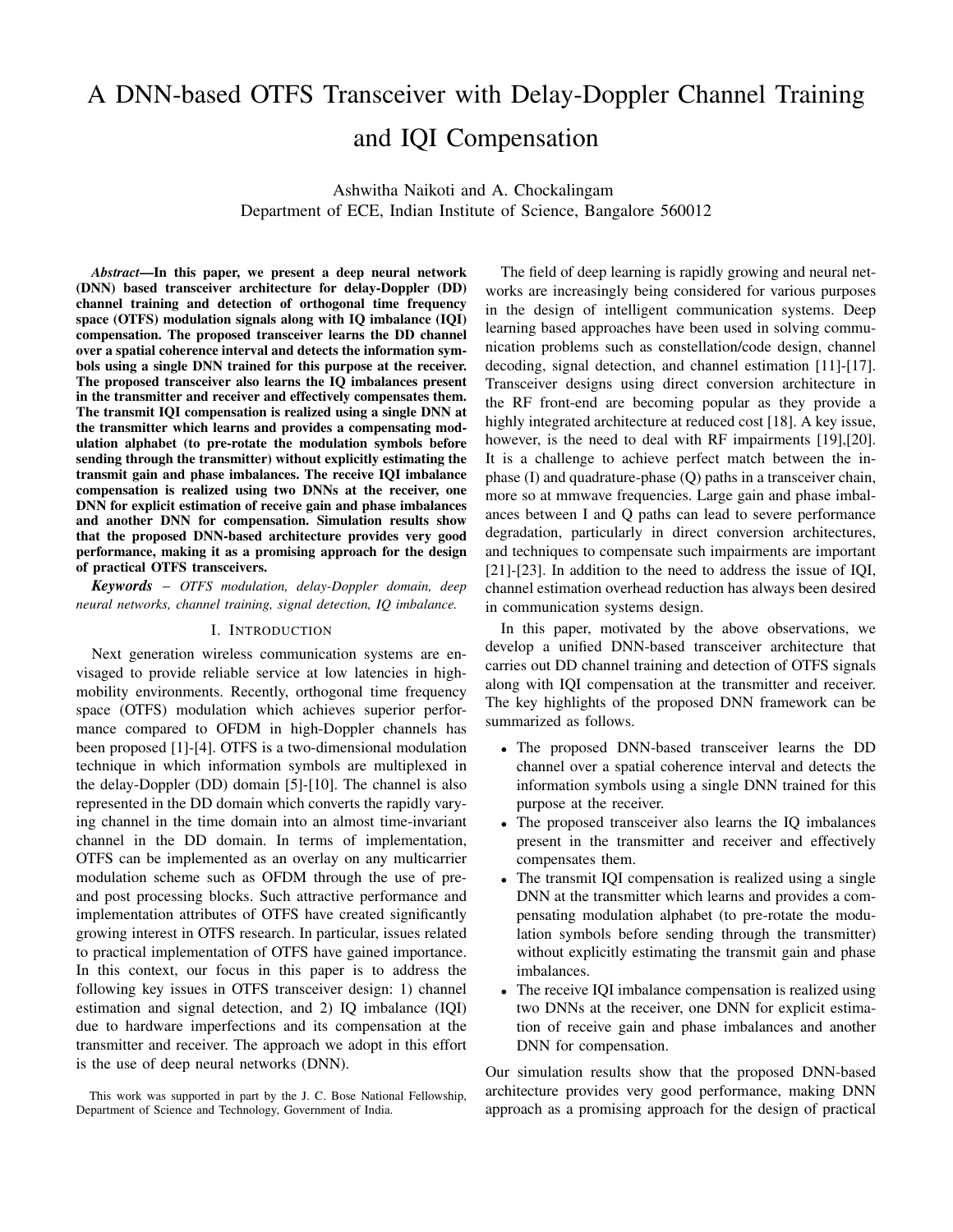# A DNN-based OTFS Transceiver with Delay-Doppler Channel Training and IQI Compensation

Ashwitha Naikoti and A. Chockalingam
Department of ECE, Indian Institute of Science, Bangalore 560012

***Abstract*—In this paper, we present a deep neural network (DNN) based transceiver architecture for delay-Doppler (DD) channel training and detection of orthogonal time frequency space (OTFS) modulation signals along with IQ imbalance (IQI) compensation. The proposed transceiver learns the DD channel over a spatial coherence interval and detects the information symbols using a single DNN trained for this purpose at the receiver. The proposed transceiver also learns the IQ imbalances present in the transmitter and receiver and effectively compensates them. The transmit IQI compensation is realized using a single DNN at the transmitter which learns and provides a compensating modulation alphabet (to pre-rotate the modulation symbols before sending through the transmitter) without explicitly estimating the transmit gain and phase imbalances. The receive IQI imbalance compensation is realized using two DNNs at the receiver, one DNN for explicit estimation of receive gain and phase imbalances and another DNN for compensation. Simulation results show that the proposed DNN-based architecture provides very good performance, making it as a promising approach for the design of practical OTFS transceivers.**

***Keywords*** – *OTFS modulation, delay-Doppler domain, deep neural networks, channel training, signal detection, IQ imbalance.*

## I. Introduction

Next generation wireless communication systems are envisaged to provide reliable service at low latencies in high-mobility environments. Recently, orthogonal time frequency space (OTFS) modulation which achieves superior performance compared to OFDM in high-Doppler channels has been proposed [1]-[4]. OTFS is a two-dimensional modulation technique in which information symbols are multiplexed in the delay-Doppler (DD) domain [5]-[10]. The channel is also represented in the DD domain which converts the rapidly varying channel in the time domain into an almost time-invariant channel in the DD domain. In terms of implementation, OTFS can be implemented as an overlay on any multicarrier modulation scheme such as OFDM through the use of pre- and post processing blocks. Such attractive performance and implementation attributes of OTFS have created significantly growing interest in OTFS research. In particular, issues related to practical implementation of OTFS have gained importance. In this context, our focus in this paper is to address the following key issues in OTFS transceiver design: 1) channel estimation and signal detection, and 2) IQ imbalance (IQI) due to hardware imperfections and its compensation at the transmitter and receiver. The approach we adopt in this effort is the use of deep neural networks (DNN).

This work was supported in part by the J. C. Bose National Fellowship, Department of Science and Technology, Government of India.

The field of deep learning is rapidly growing and neural networks are increasingly being considered for various purposes in the design of intelligent communication systems. Deep learning based approaches have been used in solving communication problems such as constellation/code design, channel decoding, signal detection, and channel estimation [11]-[17]. Transceiver designs using direct conversion architecture in the RF front-end are becoming popular as they provide a highly integrated architecture at reduced cost [18]. A key issue, however, is the need to deal with RF impairments [19],[20]. It is a challenge to achieve perfect match between the in-phase (I) and quadrature-phase (Q) paths in a transceiver chain, more so at mmwave frequencies. Large gain and phase imbalances between I and Q paths can lead to severe performance degradation, particularly in direct conversion architectures, and techniques to compensate such impairments are important [21]-[23]. In addition to the need to address the issue of IQI, channel estimation overhead reduction has always been desired in communication systems design.

In this paper, motivated by the above observations, we develop a unified DNN-based transceiver architecture that carries out DD channel training and detection of OTFS signals along with IQI compensation at the transmitter and receiver. The key highlights of the proposed DNN framework can be summarized as follows.

- The proposed DNN-based transceiver learns the DD channel over a spatial coherence interval and detects the information symbols using a single DNN trained for this purpose at the receiver.
- The proposed transceiver also learns the IQ imbalances present in the transmitter and receiver and effectively compensates them.
- The transmit IQI compensation is realized using a single DNN at the transmitter which learns and provides a compensating modulation alphabet (to pre-rotate the modulation symbols before sending through the transmitter) without explicitly estimating the transmit gain and phase imbalances.
- The receive IQI imbalance compensation is realized using two DNNs at the receiver, one DNN for explicit estimation of receive gain and phase imbalances and another DNN for compensation.

Our simulation results show that the proposed DNN-based architecture provides very good performance, making DNN approach as a promising approach for the design of practical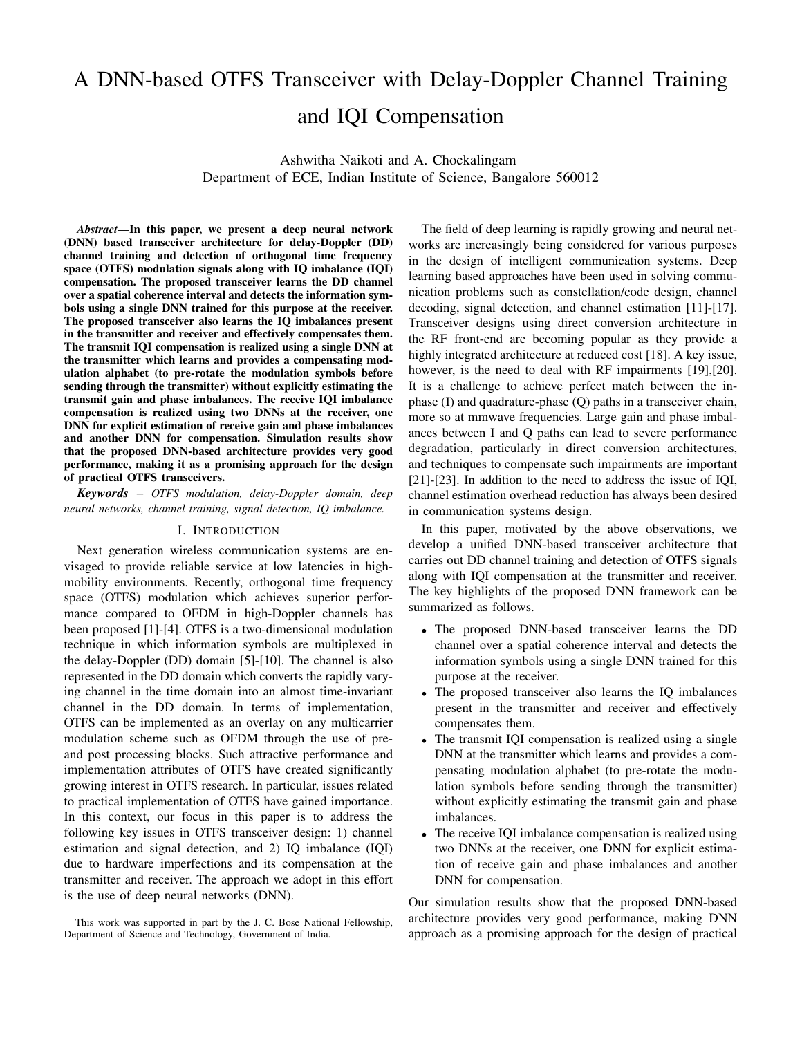# A DNN-based OTFS Transceiver with Delay-Doppler Channel Training and IQI Compensation

Ashwitha Naikoti and A. Chockalingam
Department of ECE, Indian Institute of Science, Bangalore 560012

***Abstract*—In this paper, we present a deep neural network (DNN) based transceiver architecture for delay-Doppler (DD) channel training and detection of orthogonal time frequency space (OTFS) modulation signals along with IQ imbalance (IQI) compensation. The proposed transceiver learns the DD channel over a spatial coherence interval and detects the information symbols using a single DNN trained for this purpose at the receiver. The proposed transceiver also learns the IQ imbalances present in the transmitter and receiver and effectively compensates them. The transmit IQI compensation is realized using a single DNN at the transmitter which learns and provides a compensating modulation alphabet (to pre-rotate the modulation symbols before sending through the transmitter) without explicitly estimating the transmit gain and phase imbalances. The receive IQI imbalance compensation is realized using two DNNs at the receiver, one DNN for explicit estimation of receive gain and phase imbalances and another DNN for compensation. Simulation results show that the proposed DNN-based architecture provides very good performance, making it as a promising approach for the design of practical OTFS transceivers.**

***Keywords*** *– OTFS modulation, delay-Doppler domain, deep neural networks, channel training, signal detection, IQ imbalance.*

## I. Introduction

Next generation wireless communication systems are envisaged to provide reliable service at low latencies in high-mobility environments. Recently, orthogonal time frequency space (OTFS) modulation which achieves superior performance compared to OFDM in high-Doppler channels has been proposed [1]-[4]. OTFS is a two-dimensional modulation technique in which information symbols are multiplexed in the delay-Doppler (DD) domain [5]-[10]. The channel is also represented in the DD domain which converts the rapidly varying channel in the time domain into an almost time-invariant channel in the DD domain. In terms of implementation, OTFS can be implemented as an overlay on any multicarrier modulation scheme such as OFDM through the use of pre- and post processing blocks. Such attractive performance and implementation attributes of OTFS have created significantly growing interest in OTFS research. In particular, issues related to practical implementation of OTFS have gained importance. In this context, our focus in this paper is to address the following key issues in OTFS transceiver design: 1) channel estimation and signal detection, and 2) IQ imbalance (IQI) due to hardware imperfections and its compensation at the transmitter and receiver. The approach we adopt in this effort is the use of deep neural networks (DNN).

The field of deep learning is rapidly growing and neural networks are increasingly being considered for various purposes in the design of intelligent communication systems. Deep learning based approaches have been used in solving communication problems such as constellation/code design, channel decoding, signal detection, and channel estimation [11]-[17]. Transceiver designs using direct conversion architecture in the RF front-end are becoming popular as they provide a highly integrated architecture at reduced cost [18]. A key issue, however, is the need to deal with RF impairments [19],[20]. It is a challenge to achieve perfect match between the in-phase (I) and quadrature-phase (Q) paths in a transceiver chain, more so at mmwave frequencies. Large gain and phase imbalances between I and Q paths can lead to severe performance degradation, particularly in direct conversion architectures, and techniques to compensate such impairments are important [21]-[23]. In addition to the need to address the issue of IQI, channel estimation overhead reduction has always been desired in communication systems design.

In this paper, motivated by the above observations, we develop a unified DNN-based transceiver architecture that carries out DD channel training and detection of OTFS signals along with IQI compensation at the transmitter and receiver. The key highlights of the proposed DNN framework can be summarized as follows.

- The proposed DNN-based transceiver learns the DD channel over a spatial coherence interval and detects the information symbols using a single DNN trained for this purpose at the receiver.
- The proposed transceiver also learns the IQ imbalances present in the transmitter and receiver and effectively compensates them.
- The transmit IQI compensation is realized using a single DNN at the transmitter which learns and provides a compensating modulation alphabet (to pre-rotate the modulation symbols before sending through the transmitter) without explicitly estimating the transmit gain and phase imbalances.
- The receive IQI imbalance compensation is realized using two DNNs at the receiver, one DNN for explicit estimation of receive gain and phase imbalances and another DNN for compensation.

Our simulation results show that the proposed DNN-based architecture provides very good performance, making DNN approach as a promising approach for the design of practical

This work was supported in part by the J. C. Bose National Fellowship, Department of Science and Technology, Government of India.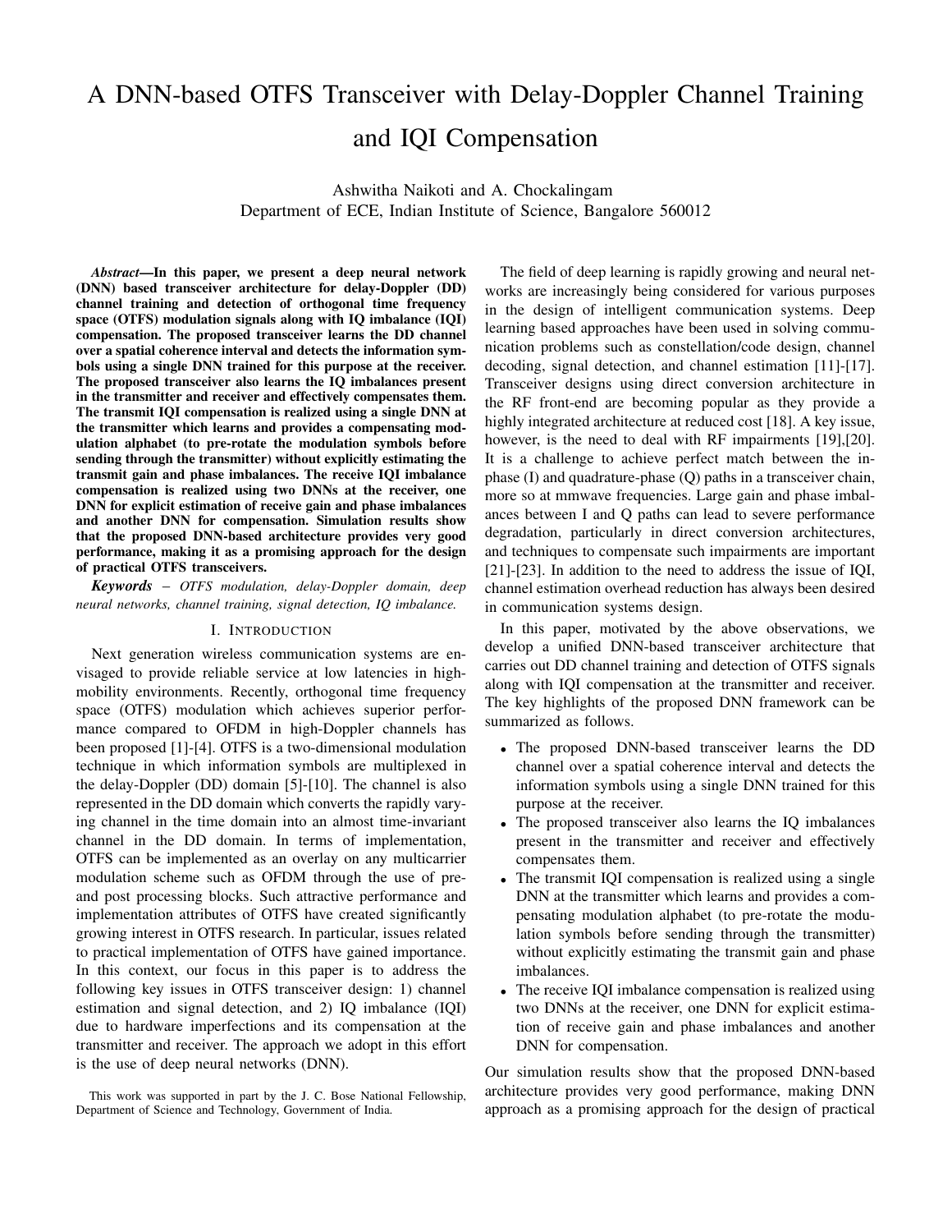# A DNN-based OTFS Transceiver with Delay-Doppler Channel Training and IQI Compensation

Ashwitha Naikoti and A. Chockalingam
Department of ECE, Indian Institute of Science, Bangalore 560012

***Abstract*—In this paper, we present a deep neural network (DNN) based transceiver architecture for delay-Doppler (DD) channel training and detection of orthogonal time frequency space (OTFS) modulation signals along with IQ imbalance (IQI) compensation. The proposed transceiver learns the DD channel over a spatial coherence interval and detects the information symbols using a single DNN trained for this purpose at the receiver. The proposed transceiver also learns the IQ imbalances present in the transmitter and receiver and effectively compensates them. The transmit IQI compensation is realized using a single DNN at the transmitter which learns and provides a compensating modulation alphabet (to pre-rotate the modulation symbols before sending through the transmitter) without explicitly estimating the transmit gain and phase imbalances. The receive IQI imbalance compensation is realized using two DNNs at the receiver, one DNN for explicit estimation of receive gain and phase imbalances and another DNN for compensation. Simulation results show that the proposed DNN-based architecture provides very good performance, making it as a promising approach for the design of practical OTFS transceivers.**

***Keywords*** – *OTFS modulation, delay-Doppler domain, deep neural networks, channel training, signal detection, IQ imbalance.*

## I. Introduction

Next generation wireless communication systems are envisaged to provide reliable service at low latencies in high-mobility environments. Recently, orthogonal time frequency space (OTFS) modulation which achieves superior performance compared to OFDM in high-Doppler channels has been proposed [1]-[4]. OTFS is a two-dimensional modulation technique in which information symbols are multiplexed in the delay-Doppler (DD) domain [5]-[10]. The channel is also represented in the DD domain which converts the rapidly varying channel in the time domain into an almost time-invariant channel in the DD domain. In terms of implementation, OTFS can be implemented as an overlay on any multicarrier modulation scheme such as OFDM through the use of pre- and post processing blocks. Such attractive performance and implementation attributes of OTFS have created significantly growing interest in OTFS research. In particular, issues related to practical implementation of OTFS have gained importance. In this context, our focus in this paper is to address the following key issues in OTFS transceiver design: 1) channel estimation and signal detection, and 2) IQ imbalance (IQI) due to hardware imperfections and its compensation at the transmitter and receiver. The approach we adopt in this effort is the use of deep neural networks (DNN).

This work was supported in part by the J. C. Bose National Fellowship, Department of Science and Technology, Government of India.

The field of deep learning is rapidly growing and neural networks are increasingly being considered for various purposes in the design of intelligent communication systems. Deep learning based approaches have been used in solving communication problems such as constellation/code design, channel decoding, signal detection, and channel estimation [11]-[17]. Transceiver designs using direct conversion architecture in the RF front-end are becoming popular as they provide a highly integrated architecture at reduced cost [18]. A key issue, however, is the need to deal with RF impairments [19],[20]. It is a challenge to achieve perfect match between the in-phase (I) and quadrature-phase (Q) paths in a transceiver chain, more so at mmwave frequencies. Large gain and phase imbalances between I and Q paths can lead to severe performance degradation, particularly in direct conversion architectures, and techniques to compensate such impairments are important [21]-[23]. In addition to the need to address the issue of IQI, channel estimation overhead reduction has always been desired in communication systems design.

In this paper, motivated by the above observations, we develop a unified DNN-based transceiver architecture that carries out DD channel training and detection of OTFS signals along with IQI compensation at the transmitter and receiver. The key highlights of the proposed DNN framework can be summarized as follows.

- The proposed DNN-based transceiver learns the DD channel over a spatial coherence interval and detects the information symbols using a single DNN trained for this purpose at the receiver.
- The proposed transceiver also learns the IQ imbalances present in the transmitter and receiver and effectively compensates them.
- The transmit IQI compensation is realized using a single DNN at the transmitter which learns and provides a compensating modulation alphabet (to pre-rotate the modulation symbols before sending through the transmitter) without explicitly estimating the transmit gain and phase imbalances.
- The receive IQI imbalance compensation is realized using two DNNs at the receiver, one DNN for explicit estimation of receive gain and phase imbalances and another DNN for compensation.

Our simulation results show that the proposed DNN-based architecture provides very good performance, making DNN approach as a promising approach for the design of practical